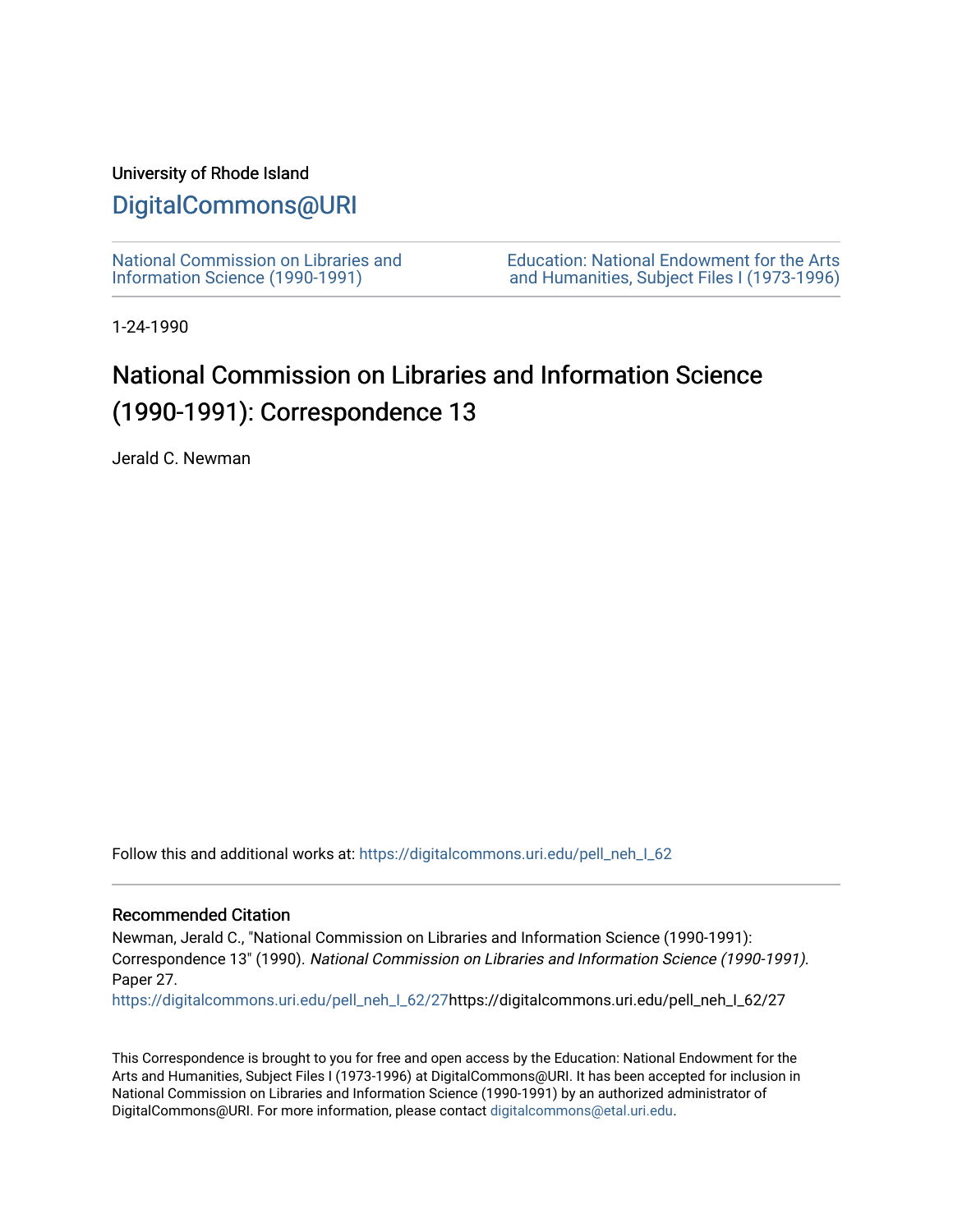University of Rhode Island

# DigitalCommons@URI

National Commission on Libraries and Information Science (1990-1991)

Education: National Endowment for the Arts and Humanities, Subject Files I (1973-1996)

1-24-1990

## National Commission on Libraries and Information Science (1990-1991): Correspondence 13

Jerald C. Newman

Follow this and additional works at: https://digitalcommons.uri.edu/pell_neh_I_62

### Recommended Citation

Newman, Jerald C., "National Commission on Libraries and Information Science (1990-1991): Correspondence 13" (1990). *National Commission on Libraries and Information Science (1990-1991).* Paper 27.
https://digitalcommons.uri.edu/pell_neh_I_62/27https://digitalcommons.uri.edu/pell_neh_I_62/27

This Correspondence is brought to you for free and open access by the Education: National Endowment for the Arts and Humanities, Subject Files I (1973-1996) at DigitalCommons@URI. It has been accepted for inclusion in National Commission on Libraries and Information Science (1990-1991) by an authorized administrator of DigitalCommons@URI. For more information, please contact digitalcommons@etal.uri.edu.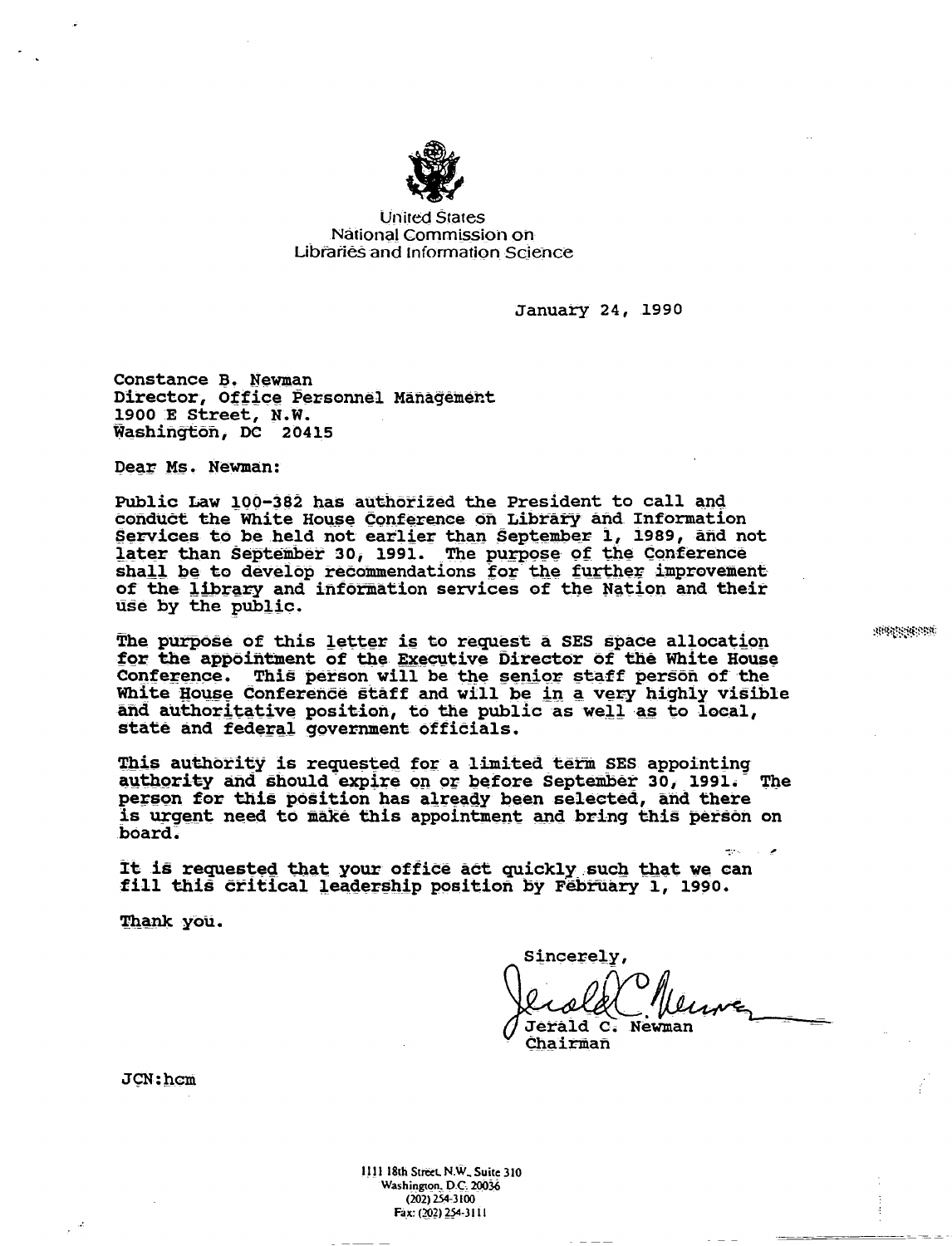United States
National Commission on
Libraries and Information Science

January 24, 1990

Constance B. Newman
Director, Office Personnel Management
1900 E Street, N.W.
Washington, DC 20415

Dear Ms. Newman:

Public Law 100-382 has authorized the President to call and conduct the White House Conference on Library and Information Services to be held not earlier than September 1, 1989, and not later than September 30, 1991. The purpose of the Conference shall be to develop recommendations for the further improvement of the library and information services of the Nation and their use by the public.

The purpose of this letter is to request a SES space allocation for the appointment of the Executive Director of the White House Conference. This person will be the senior staff person of the White House Conference staff and will be in a very highly visible and authoritative position, to the public as well as to local, state and federal government officials.

This authority is requested for a limited term SES appointing authority and should expire on or before September 30, 1991. The person for this position has already been selected, and there is urgent need to make this appointment and bring this person on board.

It is requested that your office act quickly such that we can fill this critical leadership position by February 1, 1990.

Thank you.

Sincerely,

Jerald C. Newman
Chairman

JCN:hcm

1111 18th Street, N.W., Suite 310
Washington, D.C. 20036
(202) 254-3100
Fax: (202) 254-3111